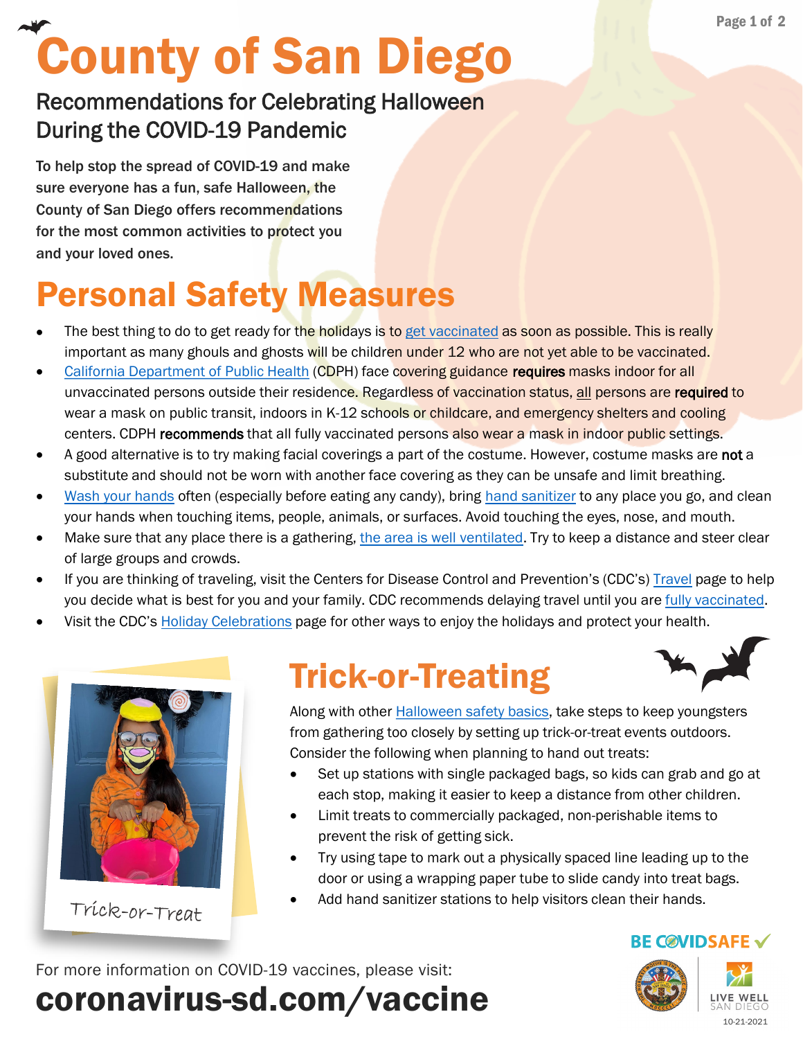# County of San Diego

## Recommendations for Celebrating Halloween During the COVID-19 Pandemic

**To help stop the spread of COVID-19 and make sure everyone has a fun, safe Halloween, the County of San Diego offers recommendations for the most common activities to protect you and your loved ones.**

## Personal Safety Measures

- The best thing to do to get ready for the holidays is to get vaccinated as soon as possible. This is really important as many ghouls and ghosts will be children under 12 who are not yet able to be vaccinated.
- California Department of Public Health (CDPH) face covering guidance **requires** masks indoor for all unvaccinated persons outside their residence. Regardless of vaccination status, all persons are **required** to wear a mask on public transit, indoors in K-12 schools or childcare, and emergency shelters and cooling centers. CDPH **recommends** that all fully vaccinated persons also wear a mask in indoor public settings.
- A good alternative is to try making facial coverings a part of the costume. However, costume masks are **not** a substitute and should not be worn with another face covering as they can be unsafe and limit breathing.
- Wash your hands often (especially before eating any candy), bring hand sanitizer to any place you go, and clean your hands when touching items, people, animals, or surfaces. Avoid touching the eyes, nose, and mouth.
- Make sure that any place there is a gathering, the area is well ventilated. Try to keep a distance and steer clear of large groups and crowds.
- If you are thinking of traveling, visit the Centers for Disease Control and Prevention's (CDC's) Travel page to help you decide what is best for you and your family. CDC recommends delaying travel until you are fully vaccinated.
- Visit the CDC's Holiday Celebrations page for other ways to enjoy the holidays and protect your health.

Trick-or-Treat

## Trick-or-Treating

Along with other Halloween safety basics, take steps to keep youngsters from gathering too closely by setting up trick-or-treat events outdoors. Consider the following when planning to hand out treats:

- Set up stations with single packaged bags, so kids can grab and go at each stop, making it easier to keep a distance from other children.
- Limit treats to commercially packaged, non-perishable items to prevent the risk of getting sick.
- Try using tape to mark out a physically spaced line leading up to the door or using a wrapping paper tube to slide candy into treat bags.
- Add hand sanitizer stations to help visitors clean their hands.

For more information on COVID-19 vaccines, please visit:

**coronavirus-sd.com/vaccine**

BE COVIDSAFE

LIVE WELL SAN DIEGO

10-21-2021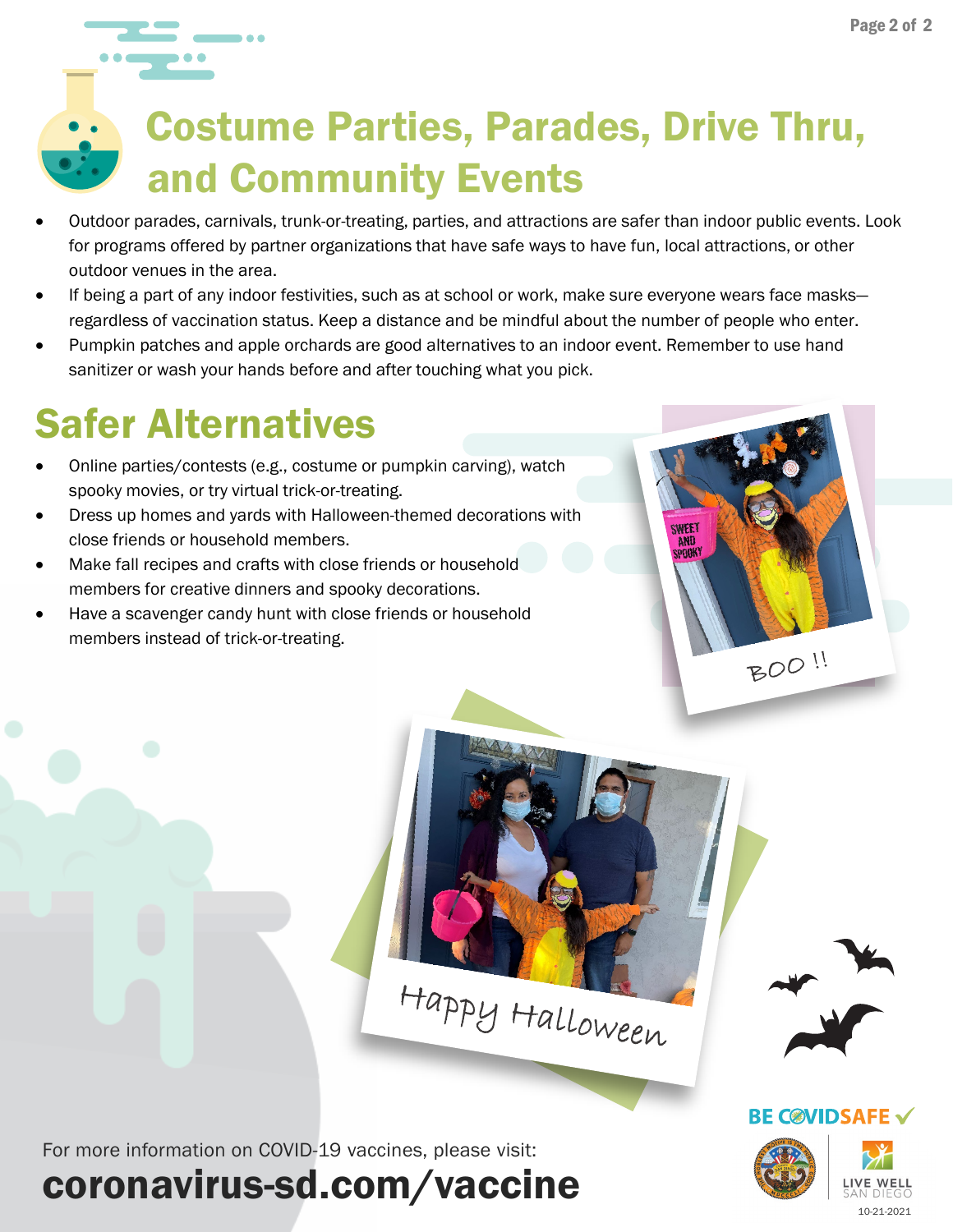## Costume Parties, Parades, Drive Thru, and Community Events

- Outdoor parades, carnivals, trunk-or-treating, parties, and attractions are safer than indoor public events. Look for programs offered by partner organizations that have safe ways to have fun, local attractions, or other outdoor venues in the area.
- If being a part of any indoor festivities, such as at school or work, make sure everyone wears face masks—regardless of vaccination status. Keep a distance and be mindful about the number of people who enter.
- Pumpkin patches and apple orchards are good alternatives to an indoor event. Remember to use hand sanitizer or wash your hands before and after touching what you pick.

## Safer Alternatives

- Online parties/contests (e.g., costume or pumpkin carving), watch spooky movies, or try virtual trick-or-treating.
- Dress up homes and yards with Halloween-themed decorations with close friends or household members.
- Make fall recipes and crafts with close friends or household members for creative dinners and spooky decorations.
- Have a scavenger candy hunt with close friends or household members instead of trick-or-treating.

BOO !!

Happy Halloween

For more information on COVID-19 vaccines, please visit:

**coronavirus-sd.com/vaccine**

BE COVIDSAFE ✓

LIVE WELL SAN DIEGO

10-21-2021